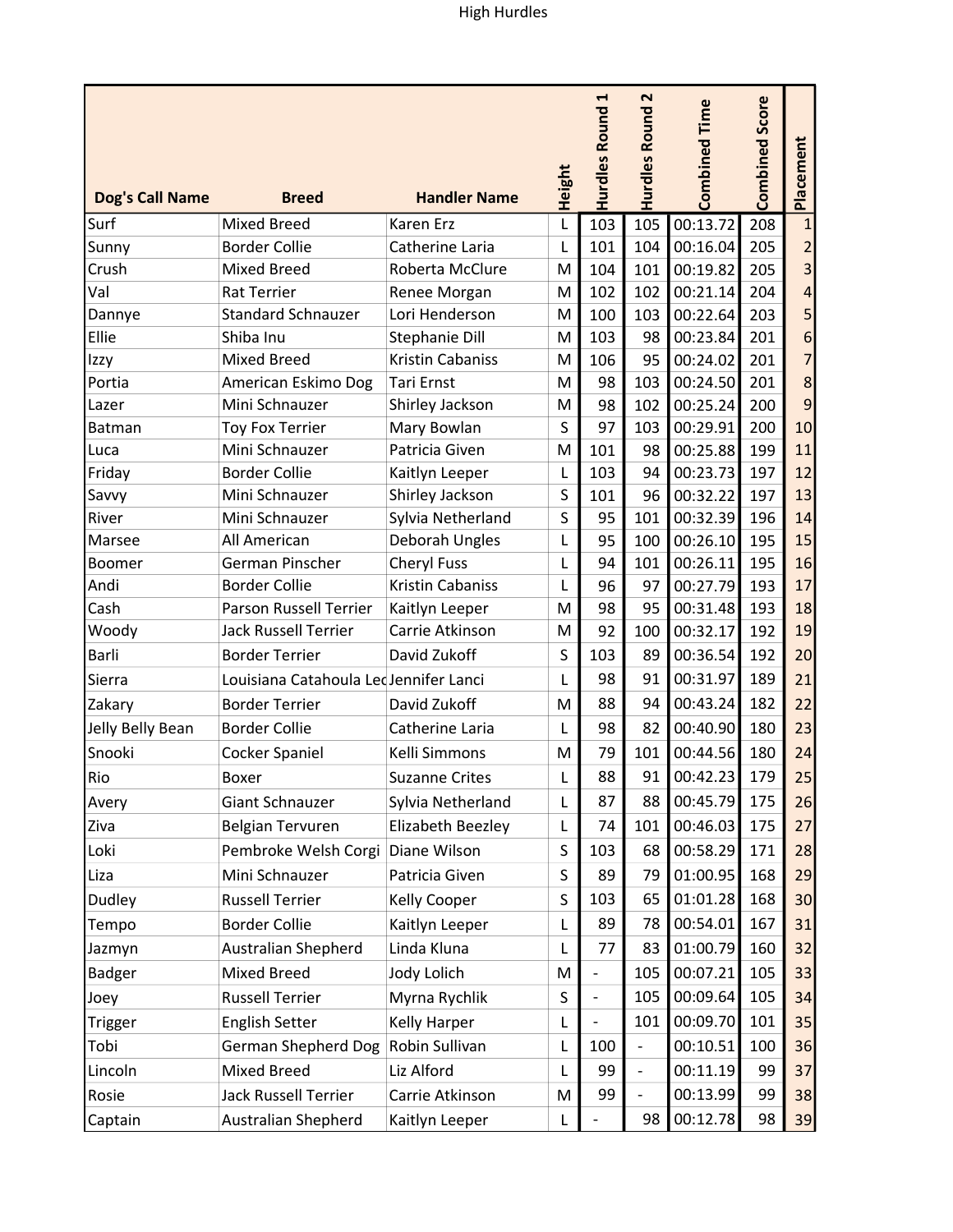# High Hurdles

| Dog's Call Name | Breed | Handler Name | Height | Hurdles Round 1 | Hurdles Round 2 | Combined Time | Combined Score | Placement |
|---|---|---|---|---|---|---|---|---|
| Surf | Mixed Breed | Karen Erz | L | 103 | 105 | 00:13.72 | 208 | 1 |
| Sunny | Border Collie | Catherine Laria | L | 101 | 104 | 00:16.04 | 205 | 2 |
| Crush | Mixed Breed | Roberta McClure | M | 104 | 101 | 00:19.82 | 205 | 3 |
| Val | Rat Terrier | Renee Morgan | M | 102 | 102 | 00:21.14 | 204 | 4 |
| Dannye | Standard Schnauzer | Lori Henderson | M | 100 | 103 | 00:22.64 | 203 | 5 |
| Ellie | Shiba Inu | Stephanie Dill | M | 103 | 98 | 00:23.84 | 201 | 6 |
| Izzy | Mixed Breed | Kristin Cabaniss | M | 106 | 95 | 00:24.02 | 201 | 7 |
| Portia | American Eskimo Dog | Tari Ernst | M | 98 | 103 | 00:24.50 | 201 | 8 |
| Lazer | Mini Schnauzer | Shirley Jackson | M | 98 | 102 | 00:25.24 | 200 | 9 |
| Batman | Toy Fox Terrier | Mary Bowlan | S | 97 | 103 | 00:29.91 | 200 | 10 |
| Luca | Mini Schnauzer | Patricia Given | M | 101 | 98 | 00:25.88 | 199 | 11 |
| Friday | Border Collie | Kaitlyn Leeper | L | 103 | 94 | 00:23.73 | 197 | 12 |
| Savvy | Mini Schnauzer | Shirley Jackson | S | 101 | 96 | 00:32.22 | 197 | 13 |
| River | Mini Schnauzer | Sylvia Netherland | S | 95 | 101 | 00:32.39 | 196 | 14 |
| Marsee | All American | Deborah Ungles | L | 95 | 100 | 00:26.10 | 195 | 15 |
| Boomer | German Pinscher | Cheryl Fuss | L | 94 | 101 | 00:26.11 | 195 | 16 |
| Andi | Border Collie | Kristin Cabaniss | L | 96 | 97 | 00:27.79 | 193 | 17 |
| Cash | Parson Russell Terrier | Kaitlyn Leeper | M | 98 | 95 | 00:31.48 | 193 | 18 |
| Woody | Jack Russell Terrier | Carrie Atkinson | M | 92 | 100 | 00:32.17 | 192 | 19 |
| Barli | Border Terrier | David Zukoff | S | 103 | 89 | 00:36.54 | 192 | 20 |
| Sierra | Louisiana Catahoula Leo | Jennifer Lanci | L | 98 | 91 | 00:31.97 | 189 | 21 |
| Zakary | Border Terrier | David Zukoff | M | 88 | 94 | 00:43.24 | 182 | 22 |
| Jelly Belly Bean | Border Collie | Catherine Laria | L | 98 | 82 | 00:40.90 | 180 | 23 |
| Snooki | Cocker Spaniel | Kelli Simmons | M | 79 | 101 | 00:44.56 | 180 | 24 |
| Rio | Boxer | Suzanne Crites | L | 88 | 91 | 00:42.23 | 179 | 25 |
| Avery | Giant Schnauzer | Sylvia Netherland | L | 87 | 88 | 00:45.79 | 175 | 26 |
| Ziva | Belgian Tervuren | Elizabeth Beezley | L | 74 | 101 | 00:46.03 | 175 | 27 |
| Loki | Pembroke Welsh Corgi | Diane Wilson | S | 103 | 68 | 00:58.29 | 171 | 28 |
| Liza | Mini Schnauzer | Patricia Given | S | 89 | 79 | 01:00.95 | 168 | 29 |
| Dudley | Russell Terrier | Kelly Cooper | S | 103 | 65 | 01:01.28 | 168 | 30 |
| Tempo | Border Collie | Kaitlyn Leeper | L | 89 | 78 | 00:54.01 | 167 | 31 |
| Jazmyn | Australian Shepherd | Linda Kluna | L | 77 | 83 | 01:00.79 | 160 | 32 |
| Badger | Mixed Breed | Jody Lolich | M | - | 105 | 00:07.21 | 105 | 33 |
| Joey | Russell Terrier | Myrna Rychlik | S | - | 105 | 00:09.64 | 105 | 34 |
| Trigger | English Setter | Kelly Harper | L | - | 101 | 00:09.70 | 101 | 35 |
| Tobi | German Shepherd Dog | Robin Sullivan | L | 100 | - | 00:10.51 | 100 | 36 |
| Lincoln | Mixed Breed | Liz Alford | L | 99 | - | 00:11.19 | 99 | 37 |
| Rosie | Jack Russell Terrier | Carrie Atkinson | M | 99 | - | 00:13.99 | 99 | 38 |
| Captain | Australian Shepherd | Kaitlyn Leeper | L | - | 98 | 00:12.78 | 98 | 39 |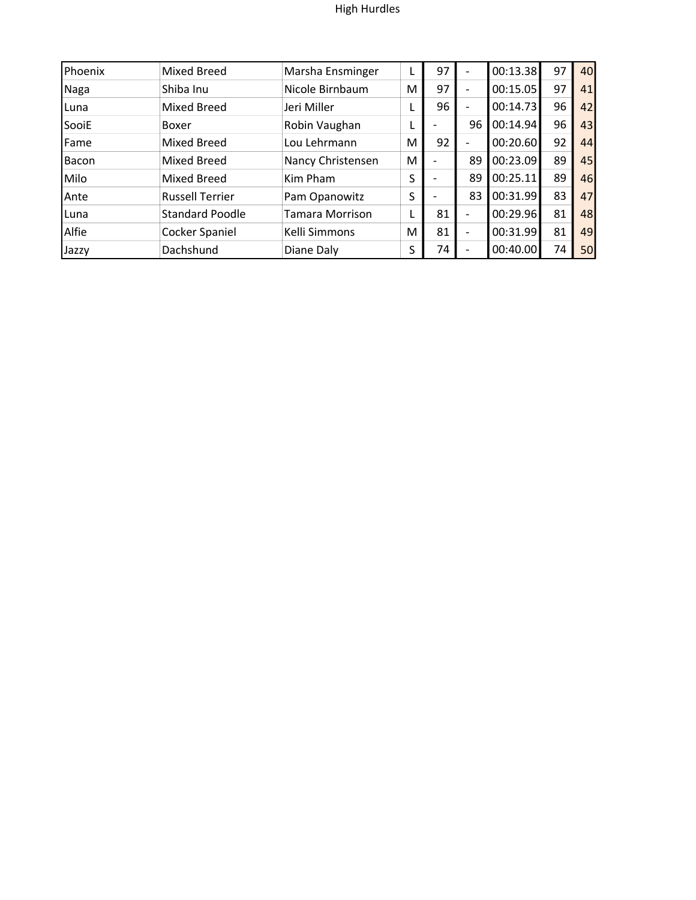High Hurdles

| | | | | | | | | |
|---|---|---|---|---|---|---|---|---|
| Phoenix | Mixed Breed | Marsha Ensminger | L | 97 | - | 00:13.38 | 97 | 40 |
| Naga | Shiba Inu | Nicole Birnbaum | M | 97 | - | 00:15.05 | 97 | 41 |
| Luna | Mixed Breed | Jeri Miller | L | 96 | - | 00:14.73 | 96 | 42 |
| SooiE | Boxer | Robin Vaughan | L | - | 96 | 00:14.94 | 96 | 43 |
| Fame | Mixed Breed | Lou Lehrmann | M | 92 | - | 00:20.60 | 92 | 44 |
| Bacon | Mixed Breed | Nancy Christensen | M | - | 89 | 00:23.09 | 89 | 45 |
| Milo | Mixed Breed | Kim Pham | S | - | 89 | 00:25.11 | 89 | 46 |
| Ante | Russell Terrier | Pam Opanowitz | S | - | 83 | 00:31.99 | 83 | 47 |
| Luna | Standard Poodle | Tamara Morrison | L | 81 | - | 00:29.96 | 81 | 48 |
| Alfie | Cocker Spaniel | Kelli Simmons | M | 81 | - | 00:31.99 | 81 | 49 |
| Jazzy | Dachshund | Diane Daly | S | 74 | - | 00:40.00 | 74 | 50 |